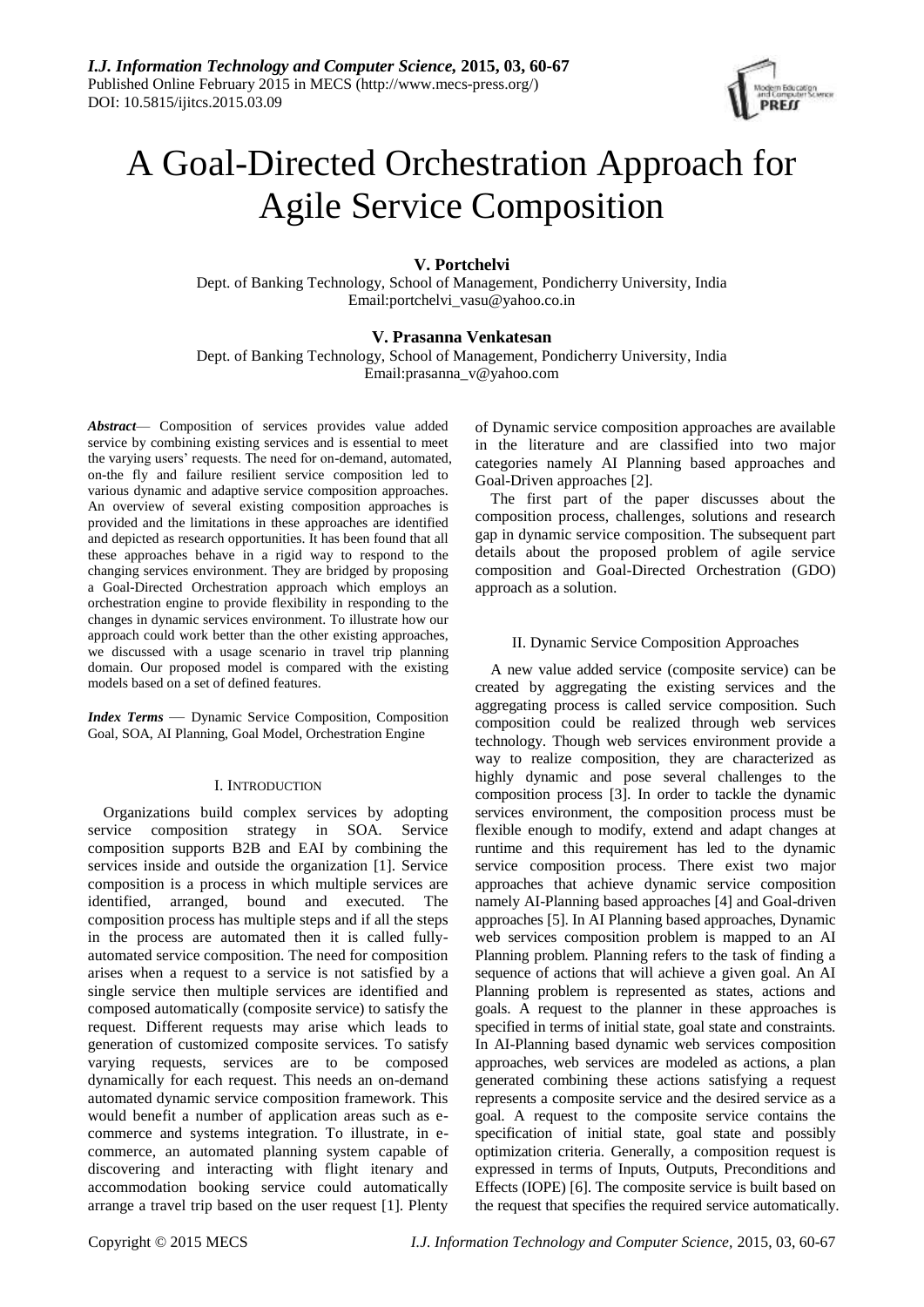# A Goal-Directed Orchestration Approach for Agile Service Composition

**V. Portchelvi**

Dept. of Banking Technology, School of Management, Pondicherry University, India
Email:portchelvi_vasu@yahoo.co.in

**V. Prasanna Venkatesan**

Dept. of Banking Technology, School of Management, Pondicherry University, India
Email:prasanna_v@yahoo.com

***Abstract*** — Composition of services provides value added service by combining existing services and is essential to meet the varying users' requests. The need for on-demand, automated, on-the fly and failure resilient service composition led to various dynamic and adaptive service composition approaches. An overview of several existing composition approaches is provided and the limitations in these approaches are identified and depicted as research opportunities. It has been found that all these approaches behave in a rigid way to respond to the changing services environment. They are bridged by proposing a Goal-Directed Orchestration approach which employs an orchestration engine to provide flexibility in responding to the changes in dynamic services environment. To illustrate how our approach could work better than the other existing approaches, we discussed with a usage scenario in travel trip planning domain. Our proposed model is compared with the existing models based on a set of defined features.

***Index Terms*** — Dynamic Service Composition, Composition Goal, SOA, AI Planning, Goal Model, Orchestration Engine

## I. Introduction

Organizations build complex services by adopting service composition strategy in SOA. Service composition supports B2B and EAI by combining the services inside and outside the organization [1]. Service composition is a process in which multiple services are identified, arranged, bound and executed. The composition process has multiple steps and if all the steps in the process are automated then it is called fully-automated service composition. The need for composition arises when a request to a service is not satisfied by a single service then multiple services are identified and composed automatically (composite service) to satisfy the request. Different requests may arise which leads to generation of customized composite services. To satisfy varying requests, services are to be composed dynamically for each request. This needs an on-demand automated dynamic service composition framework. This would benefit a number of application areas such as e-commerce and systems integration. To illustrate, in e-commerce, an automated planning system capable of discovering and interacting with flight itenary and accommodation booking service could automatically arrange a travel trip based on the user request [1]. Plenty of Dynamic service composition approaches are available in the literature and are classified into two major categories namely AI Planning based approaches and Goal-Driven approaches [2].

The first part of the paper discusses about the composition process, challenges, solutions and research gap in dynamic service composition. The subsequent part details about the proposed problem of agile service composition and Goal-Directed Orchestration (GDO) approach as a solution.

## II. Dynamic Service Composition Approaches

A new value added service (composite service) can be created by aggregating the existing services and the aggregating process is called service composition. Such composition could be realized through web services technology. Though web services environment provide a way to realize composition, they are characterized as highly dynamic and pose several challenges to the composition process [3]. In order to tackle the dynamic services environment, the composition process must be flexible enough to modify, extend and adapt changes at runtime and this requirement has led to the dynamic service composition process. There exist two major approaches that achieve dynamic service composition namely AI-Planning based approaches [4] and Goal-driven approaches [5]. In AI Planning based approaches, Dynamic web services composition problem is mapped to an AI Planning problem. Planning refers to the task of finding a sequence of actions that will achieve a given goal. An AI Planning problem is represented as states, actions and goals. A request to the planner in these approaches is specified in terms of initial state, goal state and constraints. In AI-Planning based dynamic web services composition approaches, web services are modeled as actions, a plan generated combining these actions satisfying a request represents a composite service and the desired service as a goal. A request to the composite service contains the specification of initial state, goal state and possibly optimization criteria. Generally, a composition request is expressed in terms of Inputs, Outputs, Preconditions and Effects (IOPE) [6]. The composite service is built based on the request that specifies the required service automatically.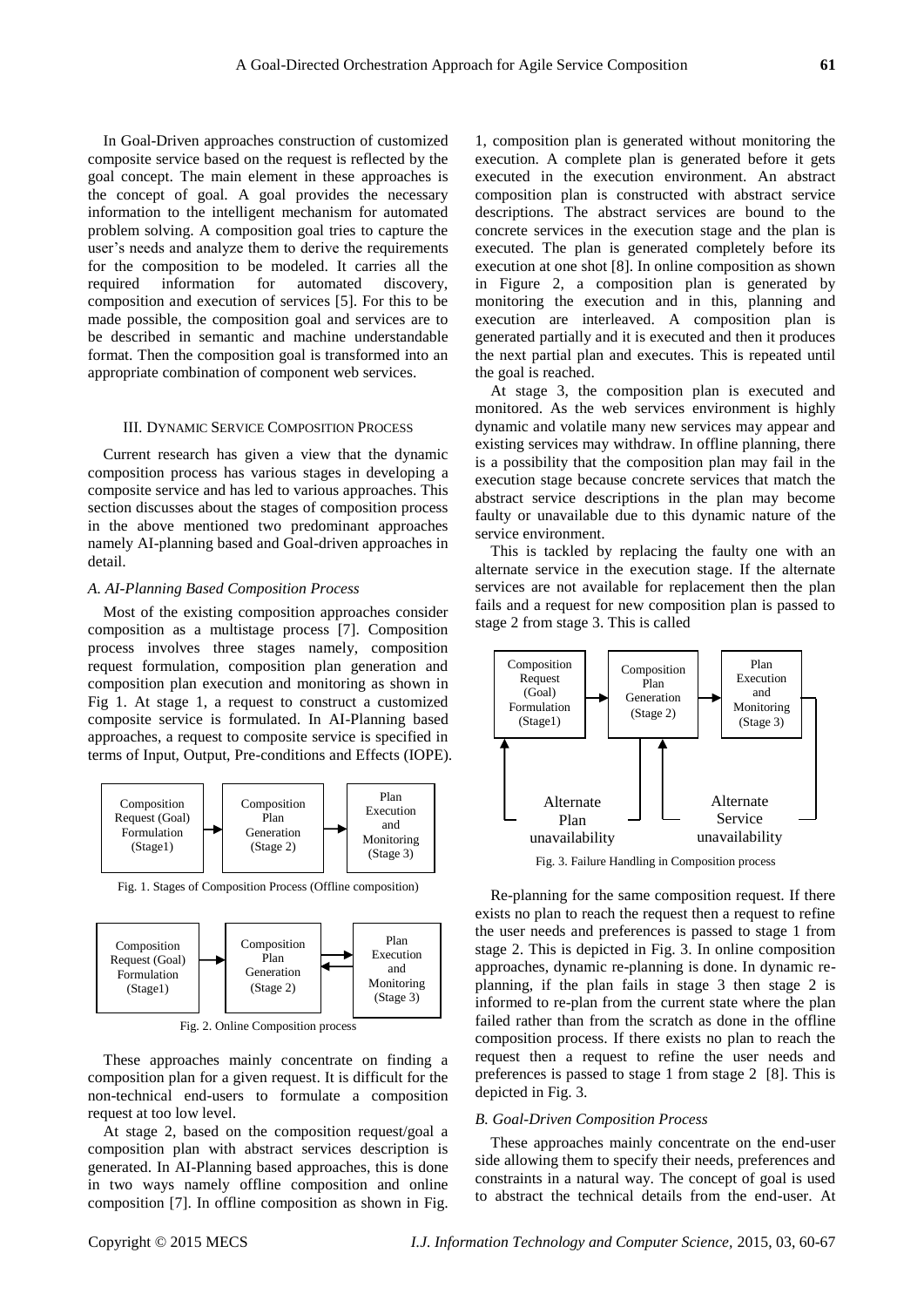In Goal-Driven approaches construction of customized composite service based on the request is reflected by the goal concept. The main element in these approaches is the concept of goal. A goal provides the necessary information to the intelligent mechanism for automated problem solving. A composition goal tries to capture the user's needs and analyze them to derive the requirements for the composition to be modeled. It carries all the required information for automated discovery, composition and execution of services [5]. For this to be made possible, the composition goal and services are to be described in semantic and machine understandable format. Then the composition goal is transformed into an appropriate combination of component web services.

## III. Dynamic Service Composition Process

Current research has given a view that the dynamic composition process has various stages in developing a composite service and has led to various approaches. This section discusses about the stages of composition process in the above mentioned two predominant approaches namely AI-planning based and Goal-driven approaches in detail.

### *A. AI-Planning Based Composition Process*

Most of the existing composition approaches consider composition as a multistage process [7]. Composition process involves three stages namely, composition request formulation, composition plan generation and composition plan execution and monitoring as shown in Fig 1. At stage 1, a request to construct a customized composite service is formulated. In AI-Planning based approaches, a request to composite service is specified in terms of Input, Output, Pre-conditions and Effects (IOPE).

Fig. 1. Stages of Composition Process (Offline composition)

Fig. 2. Online Composition process

These approaches mainly concentrate on finding a composition plan for a given request. It is difficult for the non-technical end-users to formulate a composition request at too low level.

At stage 2, based on the composition request/goal a composition plan with abstract services description is generated. In AI-Planning based approaches, this is done in two ways namely offline composition and online composition [7]. In offline composition as shown in Fig. 1, composition plan is generated without monitoring the execution. A complete plan is generated before it gets executed in the execution environment. An abstract composition plan is constructed with abstract service descriptions. The abstract services are bound to the concrete services in the execution stage and the plan is executed. The plan is generated completely before its execution at one shot [8]. In online composition as shown in Figure 2, a composition plan is generated by monitoring the execution and in this, planning and execution are interleaved. A composition plan is generated partially and it is executed and then it produces the next partial plan and executes. This is repeated until the goal is reached.

At stage 3, the composition plan is executed and monitored. As the web services environment is highly dynamic and volatile many new services may appear and existing services may withdraw. In offline planning, there is a possibility that the composition plan may fail in the execution stage because concrete services that match the abstract service descriptions in the plan may become faulty or unavailable due to this dynamic nature of the service environment.

This is tackled by replacing the faulty one with an alternate service in the execution stage. If the alternate services are not available for replacement then the plan fails and a request for new composition plan is passed to stage 2 from stage 3. This is called

Fig. 3. Failure Handling in Composition process

Re-planning for the same composition request. If there exists no plan to reach the request then a request to refine the user needs and preferences is passed to stage 1 from stage 2. This is depicted in Fig. 3. In online composition approaches, dynamic re-planning is done. In dynamic re-planning, if the plan fails in stage 3 then stage 2 is informed to re-plan from the current state where the plan failed rather than from the scratch as done in the offline composition process. If there exists no plan to reach the request then a request to refine the user needs and preferences is passed to stage 1 from stage 2 [8]. This is depicted in Fig. 3.

### *B. Goal-Driven Composition Process*

These approaches mainly concentrate on the end-user side allowing them to specify their needs, preferences and constraints in a natural way. The concept of goal is used to abstract the technical details from the end-user. At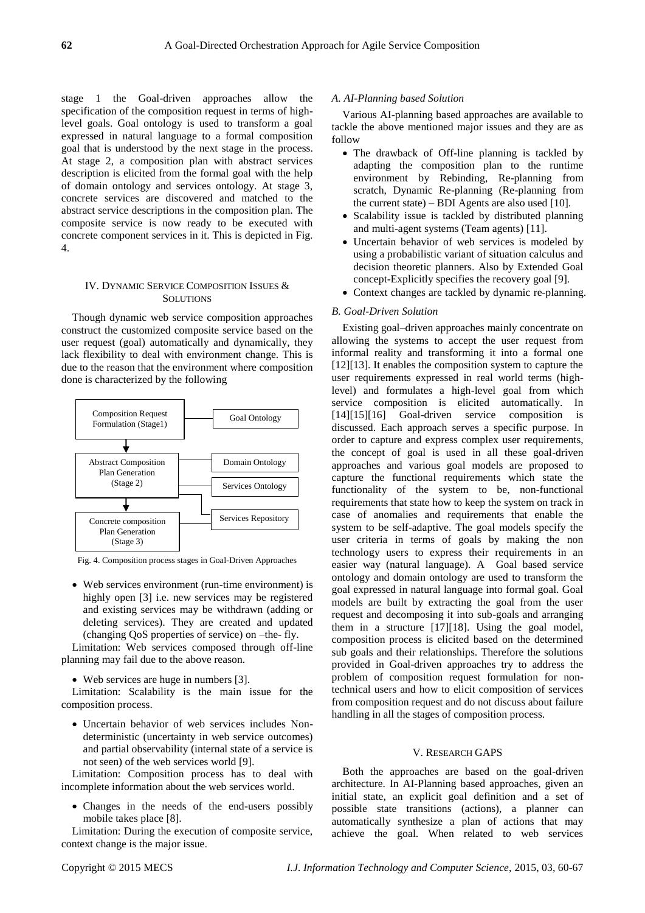stage 1 the Goal-driven approaches allow the specification of the composition request in terms of high-level goals. Goal ontology is used to transform a goal expressed in natural language to a formal composition goal that is understood by the next stage in the process. At stage 2, a composition plan with abstract services description is elicited from the formal goal with the help of domain ontology and services ontology. At stage 3, concrete services are discovered and matched to the abstract service descriptions in the composition plan. The composite service is now ready to be executed with concrete component services in it. This is depicted in Fig. 4.

## IV. Dynamic Service Composition Issues & Solutions

Though dynamic web service composition approaches construct the customized composite service based on the user request (goal) automatically and dynamically, they lack flexibility to deal with environment change. This is due to the reason that the environment where composition done is characterized by the following

Composition Request Formulation (Stage1) — Goal Ontology

Abstract Composition Plan Generation (Stage 2) — Domain Ontology, Services Ontology

Concrete composition Plan Generation (Stage 3) — Services Repository

Fig. 4. Composition process stages in Goal-Driven Approaches

- Web services environment (run-time environment) is highly open [3] i.e. new services may be registered and existing services may be withdrawn (adding or deleting services). They are created and updated (changing QoS properties of service) on –the- fly.

Limitation: Web services composed through off-line planning may fail due to the above reason.

- Web services are huge in numbers [3].

Limitation: Scalability is the main issue for the composition process.

- Uncertain behavior of web services includes Non-deterministic (uncertainty in web service outcomes) and partial observability (internal state of a service is not seen) of the web services world [9].

Limitation: Composition process has to deal with incomplete information about the web services world.

- Changes in the needs of the end-users possibly mobile takes place [8].

Limitation: During the execution of composite service, context change is the major issue.

### *A. AI-Planning based Solution*

Various AI-planning based approaches are available to tackle the above mentioned major issues and they are as follow

- The drawback of Off-line planning is tackled by adapting the composition plan to the runtime environment by Rebinding, Re-planning from scratch, Dynamic Re-planning (Re-planning from the current state) – BDI Agents are also used [10].
- Scalability issue is tackled by distributed planning and multi-agent systems (Team agents) [11].
- Uncertain behavior of web services is modeled by using a probabilistic variant of situation calculus and decision theoretic planners. Also by Extended Goal concept-Explicitly specifies the recovery goal [9].
- Context changes are tackled by dynamic re-planning.

### *B. Goal-Driven Solution*

Existing goal–driven approaches mainly concentrate on allowing the systems to accept the user request from informal reality and transforming it into a formal one [12][13]. It enables the composition system to capture the user requirements expressed in real world terms (high-level) and formulates a high-level goal from which service composition is elicited automatically. In [14][15][16] Goal-driven service composition is discussed. Each approach serves a specific purpose. In order to capture and express complex user requirements, the concept of goal is used in all these goal-driven approaches and various goal models are proposed to capture the functional requirements which state the functionality of the system to be, non-functional requirements that state how to keep the system on track in case of anomalies and requirements that enable the system to be self-adaptive. The goal models specify the user criteria in terms of goals by making the non technology users to express their requirements in an easier way (natural language). A Goal based service ontology and domain ontology are used to transform the goal expressed in natural language into formal goal. Goal models are built by extracting the goal from the user request and decomposing it into sub-goals and arranging them in a structure [17][18]. Using the goal model, composition process is elicited based on the determined sub goals and their relationships. Therefore the solutions provided in Goal-driven approaches try to address the problem of composition request formulation for non-technical users and how to elicit composition of services from composition request and do not discuss about failure handling in all the stages of composition process.

## V. Research Gaps

Both the approaches are based on the goal-driven architecture. In AI-Planning based approaches, given an initial state, an explicit goal definition and a set of possible state transitions (actions), a planner can automatically synthesize a plan of actions that may achieve the goal. When related to web services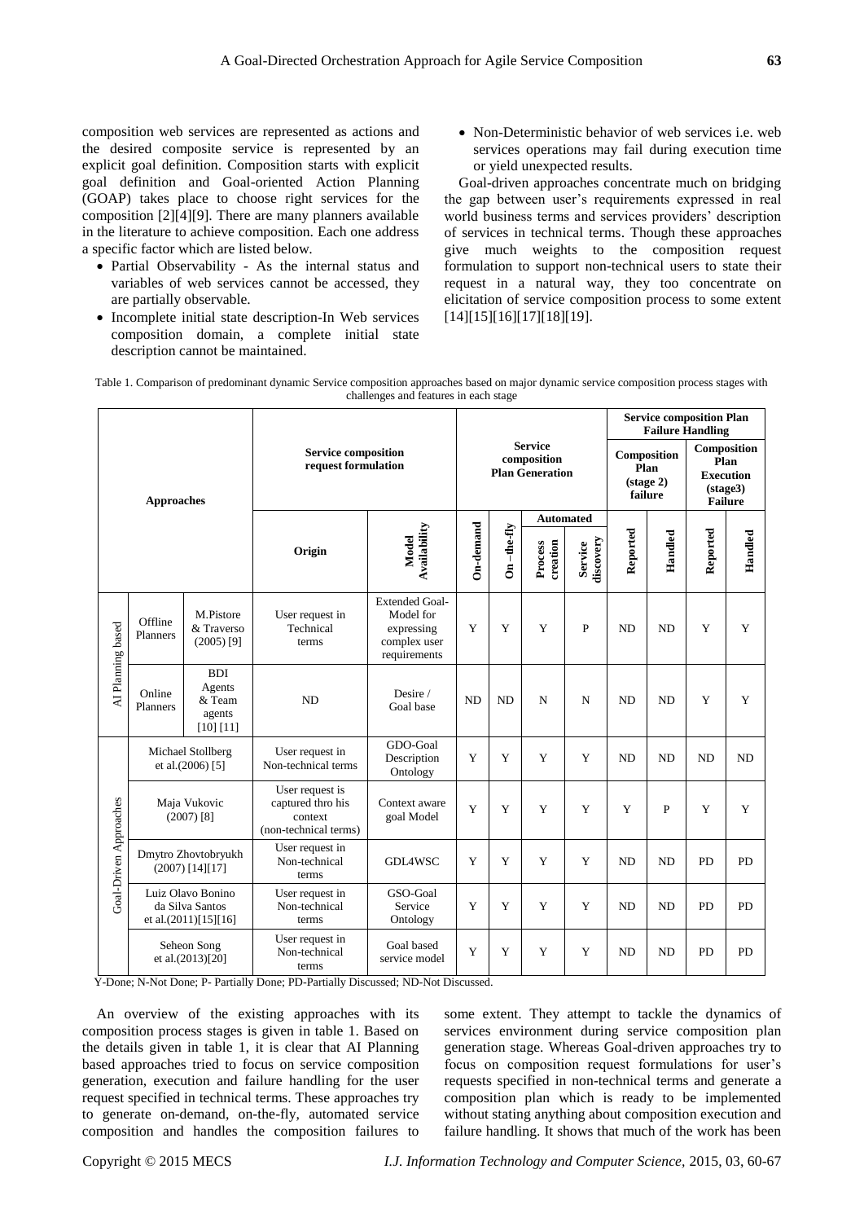composition web services are represented as actions and the desired composite service is represented by an explicit goal definition. Composition starts with explicit goal definition and Goal-oriented Action Planning (GOAP) takes place to choose right services for the composition [2][4][9]. There are many planners available in the literature to achieve composition. Each one address a specific factor which are listed below.

- Partial Observability - As the internal status and variables of web services cannot be accessed, they are partially observable.
- Incomplete initial state description-In Web services composition domain, a complete initial state description cannot be maintained.
- Non-Deterministic behavior of web services i.e. web services operations may fail during execution time or yield unexpected results.

Goal-driven approaches concentrate much on bridging the gap between user's requirements expressed in real world business terms and services providers' description of services in technical terms. Though these approaches give much weights to the composition request formulation to support non-technical users to state their request in a natural way, they too concentrate on elicitation of service composition process to some extent [14][15][16][17][18][19].

Table 1. Comparison of predominant dynamic Service composition approaches based on major dynamic service composition process stages with challenges and features in each stage

| Approaches | | | Service composition request formulation | | Service composition Plan Generation | | | | Service composition Plan Failure Handling | | | |
|---|---|---|---|---|---|---|---|---|---|---|---|---|
| | | | | | | | Automated | | Composition Plan (stage 2) failure | | Composition Plan Execution (stage3) Failure | |
| | | | Origin | Model Availability | On-demand | On –the-fly | Process creation | Service discovery | Reported | Handled | Reported | Handled |
| AI Planning based | Offline Planners | M.Pistore & Traverso (2005) [9] | User request in Technical terms | Extended Goal-Model for expressing complex user requirements | Y | Y | Y | P | ND | ND | Y | Y |
| AI Planning based | Online Planners | BDI Agents & Team agents [10] [11] | ND | Desire / Goal base | ND | ND | N | N | ND | ND | Y | Y |
| Goal-Driven Approaches | Michael Stollberg et al.(2006) [5] | | User request in Non-technical terms | GDO-Goal Description Ontology | Y | Y | Y | Y | ND | ND | ND | ND |
| Goal-Driven Approaches | Maja Vukovic (2007) [8] | | User request is captured thro his context (non-technical terms) | Context aware goal Model | Y | Y | Y | Y | Y | P | Y | Y |
| Goal-Driven Approaches | Dmytro Zhovtobryukh (2007) [14][17] | | User request in Non-technical terms | GDL4WSC | Y | Y | Y | Y | ND | ND | PD | PD |
| Goal-Driven Approaches | Luiz Olavo Bonino da Silva Santos et al.(2011)[15][16] | | User request in Non-technical terms | GSO-Goal Service Ontology | Y | Y | Y | Y | ND | ND | PD | PD |
| Goal-Driven Approaches | Seheon Song et al.(2013)[20] | | User request in Non-technical terms | Goal based service model | Y | Y | Y | Y | ND | ND | PD | PD |

Y-Done; N-Not Done; P- Partially Done; PD-Partially Discussed; ND-Not Discussed.

An overview of the existing approaches with its composition process stages is given in table 1. Based on the details given in table 1, it is clear that AI Planning based approaches tried to focus on service composition generation, execution and failure handling for the user request specified in technical terms. These approaches try to generate on-demand, on-the-fly, automated service composition and handles the composition failures to some extent. They attempt to tackle the dynamics of services environment during service composition plan generation stage. Whereas Goal-driven approaches try to focus on composition request formulations for user's requests specified in non-technical terms and generate a composition plan which is ready to be implemented without stating anything about composition execution and failure handling. It shows that much of the work has been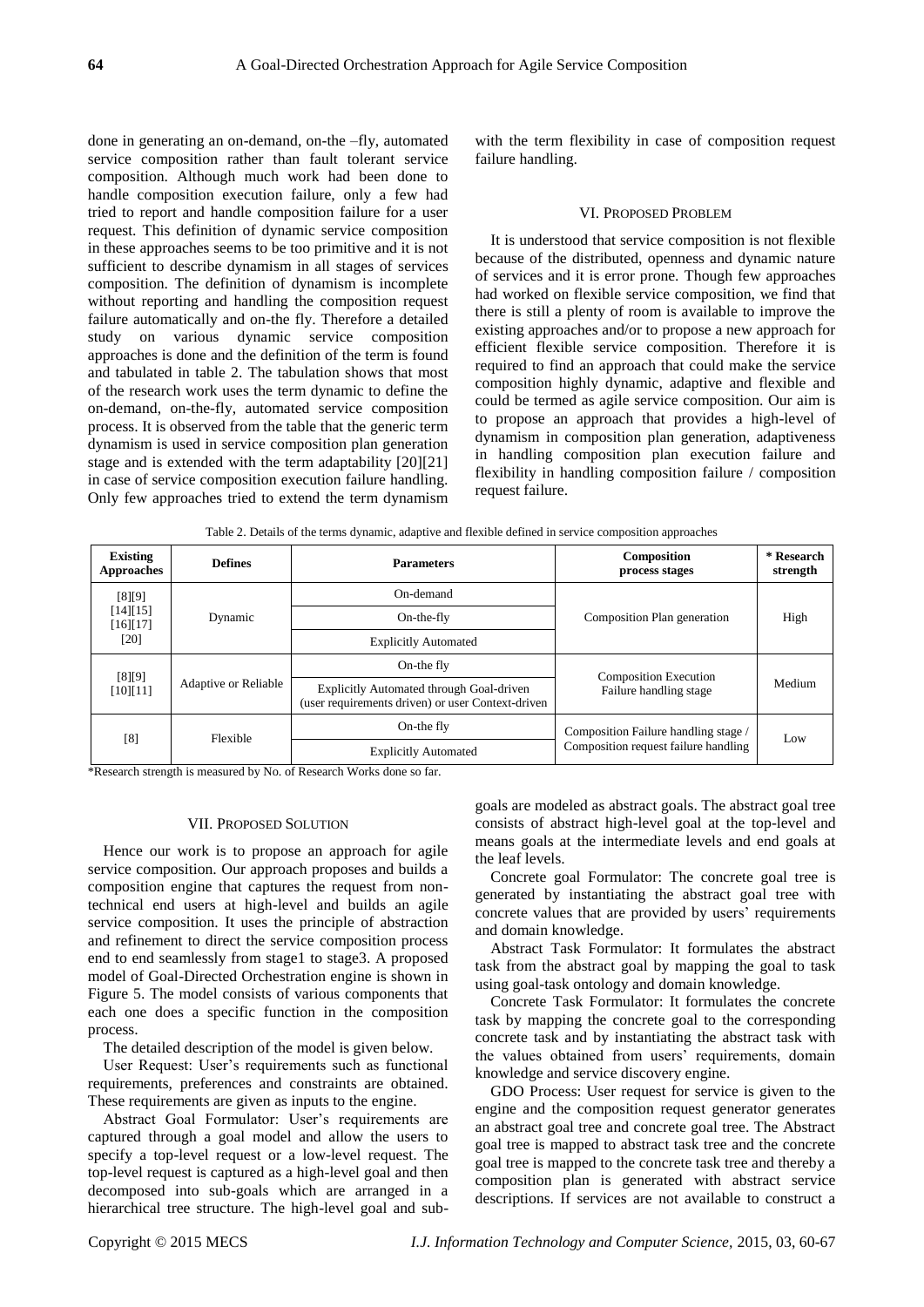done in generating an on-demand, on-the –fly, automated service composition rather than fault tolerant service composition. Although much work had been done to handle composition execution failure, only a few had tried to report and handle composition failure for a user request. This definition of dynamic service composition in these approaches seems to be too primitive and it is not sufficient to describe dynamism in all stages of services composition. The definition of dynamism is incomplete without reporting and handling the composition request failure automatically and on-the fly. Therefore a detailed study on various dynamic service composition approaches is done and the definition of the term is found and tabulated in table 2. The tabulation shows that most of the research work uses the term dynamic to define the on-demand, on-the-fly, automated service composition process. It is observed from the table that the generic term dynamism is used in service composition plan generation stage and is extended with the term adaptability [20][21] in case of service composition execution failure handling. Only few approaches tried to extend the term dynamism with the term flexibility in case of composition request failure handling.

## VI. Proposed Problem

It is understood that service composition is not flexible because of the distributed, openness and dynamic nature of services and it is error prone. Though few approaches had worked on flexible service composition, we find that there is still a plenty of room is available to improve the existing approaches and/or to propose a new approach for efficient flexible service composition. Therefore it is required to find an approach that could make the service composition highly dynamic, adaptive and flexible and could be termed as agile service composition. Our aim is to propose an approach that provides a high-level of dynamism in composition plan generation, adaptiveness in handling composition plan execution failure and flexibility in handling composition failure / composition request failure.

Table 2. Details of the terms dynamic, adaptive and flexible defined in service composition approaches

| Existing Approaches | Defines | Parameters | Composition process stages | * Research strength |
|---|---|---|---|---|
| [8][9] [14][15] [16][17] [20] | Dynamic | On-demand | Composition Plan generation | High |
| | | On-the-fly | | |
| | | Explicitly Automated | | |
| [8][9] [10][11] | Adaptive or Reliable | On-the fly | Composition Execution Failure handling stage | Medium |
| | | Explicitly Automated through Goal-driven (user requirements driven) or user Context-driven | | |
| [8] | Flexible | On-the fly | Composition Failure handling stage / Composition request failure handling | Low |
| | | Explicitly Automated | | |

*Research strength is measured by No. of Research Works done so far.

## VII. Proposed Solution

Hence our work is to propose an approach for agile service composition. Our approach proposes and builds a composition engine that captures the request from non-technical end users at high-level and builds an agile service composition. It uses the principle of abstraction and refinement to direct the service composition process end to end seamlessly from stage1 to stage3. A proposed model of Goal-Directed Orchestration engine is shown in Figure 5. The model consists of various components that each one does a specific function in the composition process.

The detailed description of the model is given below.

User Request: User's requirements such as functional requirements, preferences and constraints are obtained. These requirements are given as inputs to the engine.

Abstract Goal Formulator: User's requirements are captured through a goal model and allow the users to specify a top-level request or a low-level request. The top-level request is captured as a high-level goal and then decomposed into sub-goals which are arranged in a hierarchical tree structure. The high-level goal and sub-goals are modeled as abstract goals. The abstract goal tree consists of abstract high-level goal at the top-level and means goals at the intermediate levels and end goals at the leaf levels.

Concrete goal Formulator: The concrete goal tree is generated by instantiating the abstract goal tree with concrete values that are provided by users' requirements and domain knowledge.

Abstract Task Formulator: It formulates the abstract task from the abstract goal by mapping the goal to task using goal-task ontology and domain knowledge.

Concrete Task Formulator: It formulates the concrete task by mapping the concrete goal to the corresponding concrete task and by instantiating the abstract task with the values obtained from users' requirements, domain knowledge and service discovery engine.

GDO Process: User request for service is given to the engine and the composition request generator generates an abstract goal tree and concrete goal tree. The Abstract goal tree is mapped to abstract task tree and the concrete goal tree is mapped to the concrete task tree and thereby a composition plan is generated with abstract service descriptions. If services are not available to construct a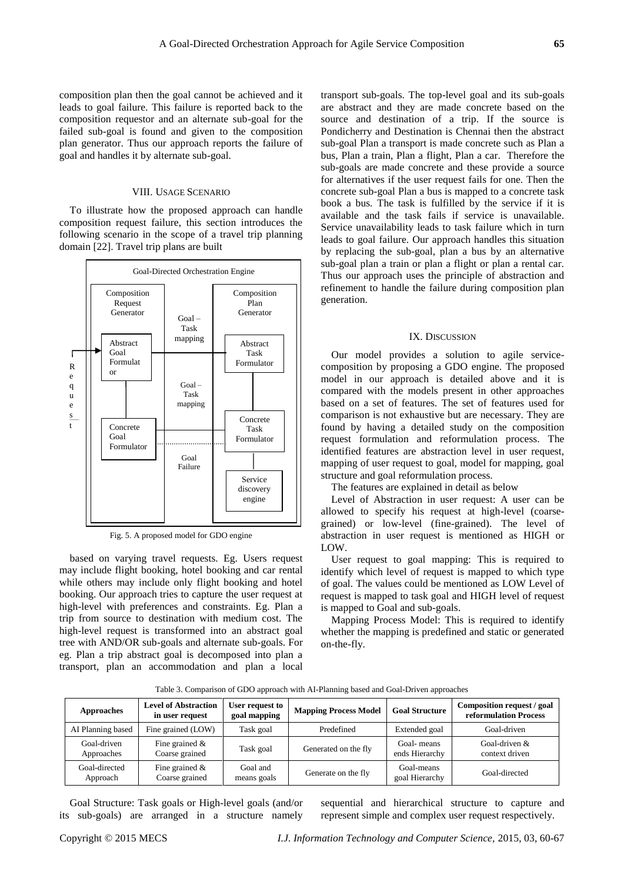composition plan then the goal cannot be achieved and it leads to goal failure. This failure is reported back to the composition requestor and an alternate sub-goal for the failed sub-goal is found and given to the composition plan generator. Thus our approach reports the failure of goal and handles it by alternate sub-goal.

## VIII. Usage Scenario

To illustrate how the proposed approach can handle composition request failure, this section introduces the following scenario in the scope of a travel trip planning domain [22]. Travel trip plans are built based on varying travel requests. Eg. Users request may include flight booking, hotel booking and car rental while others may include only flight booking and hotel booking. Our approach tries to capture the user request at high-level with preferences and constraints. Eg. Plan a trip from source to destination with medium cost. The high-level request is transformed into an abstract goal tree with AND/OR sub-goals and alternate sub-goals. For eg. Plan a trip abstract goal is decomposed into plan a transport, plan an accommodation and plan a local transport sub-goals. The top-level goal and its sub-goals are abstract and they are made concrete based on the source and destination of a trip. If the source is Pondicherry and Destination is Chennai then the abstract sub-goal Plan a transport is made concrete such as Plan a bus, Plan a train, Plan a flight, Plan a car. Therefore the sub-goals are made concrete and these provide a source for alternatives if the user request fails for one. Then the concrete sub-goal Plan a bus is mapped to a concrete task book a bus. The task is fulfilled by the service if it is available and the task fails if service is unavailable. Service unavailability leads to task failure which in turn leads to goal failure. Our approach handles this situation by replacing the sub-goal, plan a bus by an alternative sub-goal plan a train or plan a flight or plan a rental car. Thus our approach uses the principle of abstraction and refinement to handle the failure during composition plan generation.

Goal-Directed Orchestration Engine

Composition Request Generator: Abstract Goal Formulator, Concrete Goal Formulator

Composition Plan Generator: Abstract Task Formulator, Concrete Task Formulator, Service discovery engine

Request — Goal – Task mapping — Goal – Task mapping — Goal Failure

Fig. 5. A proposed model for GDO engine

## IX. Discussion

Our model provides a solution to agile service-composition by proposing a GDO engine. The proposed model in our approach is detailed above and it is compared with the models present in other approaches based on a set of features. The set of features used for comparison is not exhaustive but are necessary. They are found by having a detailed study on the composition request formulation and reformulation process. The identified features are abstraction level in user request, mapping of user request to goal, model for mapping, goal structure and goal reformulation process.

The features are explained in detail as below

Level of Abstraction in user request: A user can be allowed to specify his request at high-level (coarse-grained) or low-level (fine-grained). The level of abstraction in user request is mentioned as HIGH or LOW.

User request to goal mapping: This is required to identify which level of request is mapped to which type of goal. The values could be mentioned as LOW Level of request is mapped to task goal and HIGH level of request is mapped to Goal and sub-goals.

Mapping Process Model: This is required to identify whether the mapping is predefined and static or generated on-the-fly.

Table 3. Comparison of GDO approach with AI-Planning based and Goal-Driven approaches

| Approaches | Level of Abstraction in user request | User request to goal mapping | Mapping Process Model | Goal Structure | Composition request / goal reformulation Process |
|---|---|---|---|---|---|
| AI Planning based | Fine grained (LOW) | Task goal | Predefined | Extended goal | Goal-driven |
| Goal-driven Approaches | Fine grained & Coarse grained | Task goal | Generated on the fly | Goal- means ends Hierarchy | Goal-driven & context driven |
| Goal-directed Approach | Fine grained & Coarse grained | Goal and means goals | Generate on the fly | Goal-means goal Hierarchy | Goal-directed |

Goal Structure: Task goals or High-level goals (and/or its sub-goals) are arranged in a structure namely sequential and hierarchical structure to capture and represent simple and complex user request respectively.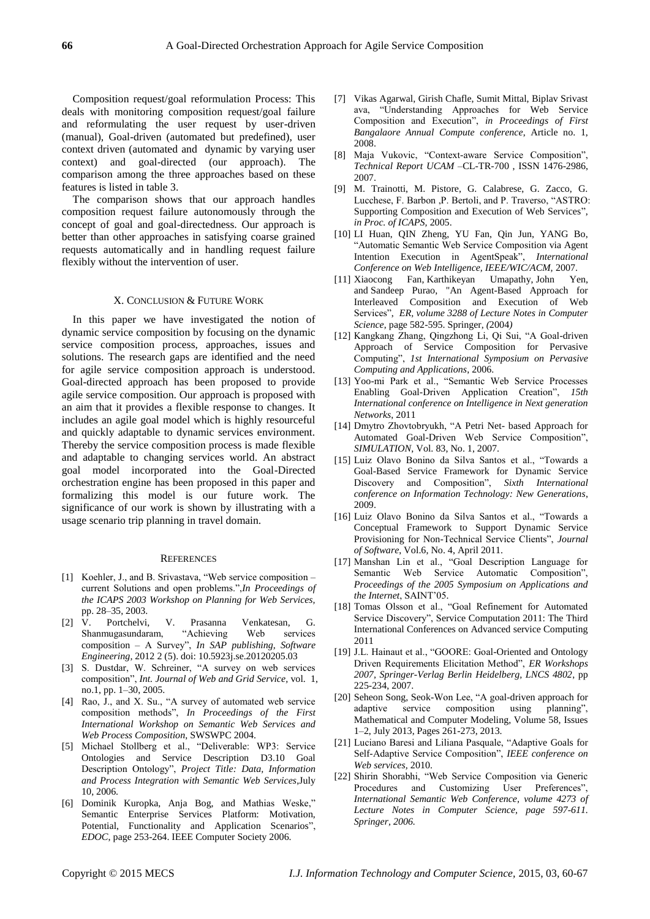Composition request/goal reformulation Process: This deals with monitoring composition request/goal failure and reformulating the user request by user-driven (manual), Goal-driven (automated but predefined), user context driven (automated and dynamic by varying user context) and goal-directed (our approach). The comparison among the three approaches based on these features is listed in table 3.

The comparison shows that our approach handles composition request failure autonomously through the concept of goal and goal-directedness. Our approach is better than other approaches in satisfying coarse grained requests automatically and in handling request failure flexibly without the intervention of user.

## X. Conclusion & Future Work

In this paper we have investigated the notion of dynamic service composition by focusing on the dynamic service composition process, approaches, issues and solutions. The research gaps are identified and the need for agile service composition approach is understood. Goal-directed approach has been proposed to provide agile service composition. Our approach is proposed with an aim that it provides a flexible response to changes. It includes an agile goal model which is highly resourceful and quickly adaptable to dynamic services environment. Thereby the service composition process is made flexible and adaptable to changing services world. An abstract goal model incorporated into the Goal-Directed orchestration engine has been proposed in this paper and formalizing this model is our future work. The significance of our work is shown by illustrating with a usage scenario trip planning in travel domain.

## References

[1] Koehler, J., and B. Srivastava, "Web service composition – current Solutions and open problems.",*In Proceedings of the ICAPS 2003 Workshop on Planning for Web Services,* pp. 28–35, 2003.

[2] V. Portchelvi, V. Prasanna Venkatesan, G. Shanmugasundaram, "Achieving Web services composition – A Survey", *In SAP publishing, Software Engineering,* 2012 2 (5). doi: 10.5923j.se.20120205.03

[3] S. Dustdar, W. Schreiner, "A survey on web services composition", *Int. Journal of Web and Grid Service*, vol. 1, no.1, pp. 1–30, 2005.

[4] Rao, J., and X. Su., "A survey of automated web service composition methods", *In Proceedings of the First International Workshop on Semantic Web Services and Web Process Composition*, SWSWPC 2004.

[5] Michael Stollberg et al., "Deliverable: WP3: Service Ontologies and Service Description D3.10 Goal Description Ontology", *Project Title: Data, Information and Process Integration with Semantic Web Services*,July 10, 2006.

[6] Dominik Kuropka, Anja Bog, and Mathias Weske," Semantic Enterprise Services Platform: Motivation, Potential, Functionality and Application Scenarios", *EDOC*, page 253-264. IEEE Computer Society 2006.

[7] Vikas Agarwal, Girish Chafle, Sumit Mittal, Biplav Srivast ava, "Understanding Approaches for Web Service Composition and Execution", *in Proceedings of First Bangalaore Annual Compute conference*, Article no. 1, 2008.

[8] Maja Vukovic, "Context-aware Service Composition", *Technical Report UCAM* –CL-TR-700 , ISSN 1476-2986, 2007.

[9] M. Trainotti, M. Pistore, G. Calabrese, G. Zacco, G. Lucchese, F. Barbon ,P. Bertoli, and P. Traverso, "ASTRO: Supporting Composition and Execution of Web Services", *in Proc. of ICAPS*, 2005.

[10] LI Huan, QIN Zheng, YU Fan, Qin Jun, YANG Bo, "Automatic Semantic Web Service Composition via Agent Intention Execution in AgentSpeak", *International Conference on Web Intelligence, IEEE/WIC/ACM*, 2007.

[11] Xiaocong Fan, Karthikeyan Umapathy, John Yen, and Sandeep Purao, "An Agent-Based Approach for Interleaved Composition and Execution of Web Services", *ER, volume 3288 of Lecture Notes in Computer Science*, page 582-595. Springer, (2004*)*

[12] Kangkang Zhang, Qingzhong Li, Qi Sui, "A Goal-driven Approach of Service Composition for Pervasive Computing", *1st International Symposium on Pervasive Computing and Applications*, 2006.

[13] Yoo-mi Park et al., "Semantic Web Service Processes Enabling Goal-Driven Application Creation", *15th International conference on Intelligence in Next generation Networks*, 2011

[14] Dmytro Zhovtobryukh, "A Petri Net- based Approach for Automated Goal-Driven Web Service Composition", *SIMULATION*, Vol. 83, No. 1, 2007.

[15] Luiz Olavo Bonino da Silva Santos et al., "Towards a Goal-Based Service Framework for Dynamic Service Discovery and Composition", *Sixth International conference on Information Technology: New Generations*, 2009.

[16] Luiz Olavo Bonino da Silva Santos et al., "Towards a Conceptual Framework to Support Dynamic Service Provisioning for Non-Technical Service Clients", *Journal of Software*, Vol.6, No. 4, April 2011.

[17] Manshan Lin et al., "Goal Description Language for Semantic Web Service Automatic Composition", *Proceedings of the 2005 Symposium on Applications and the Internet*, SAINT'05.

[18] Tomas Olsson et al., "Goal Refinement for Automated Service Discovery", Service Computation 2011: The Third International Conferences on Advanced service Computing 2011

[19] J.L. Hainaut et al., "GOORE: Goal-Oriented and Ontology Driven Requirements Elicitation Method", *ER Workshops 2007, Springer-Verlag Berlin Heidelberg, LNCS 4802*, pp 225-234, 2007.

[20] Seheon Song, Seok-Won Lee, "A goal-driven approach for adaptive service composition using planning", Mathematical and Computer Modeling, Volume 58, Issues 1–2, July 2013, Pages 261-273, 2013.

[21] Luciano Baresi and Liliana Pasquale, "Adaptive Goals for Self-Adaptive Service Composition", *IEEE conference on Web services,* 2010.

[22] Shirin Shorabhi, "Web Service Composition via Generic Procedures and Customizing User Preferences", *International Semantic Web Conference, volume 4273 of Lecture Notes in Computer Science, page 597-611. Springer, 2006.*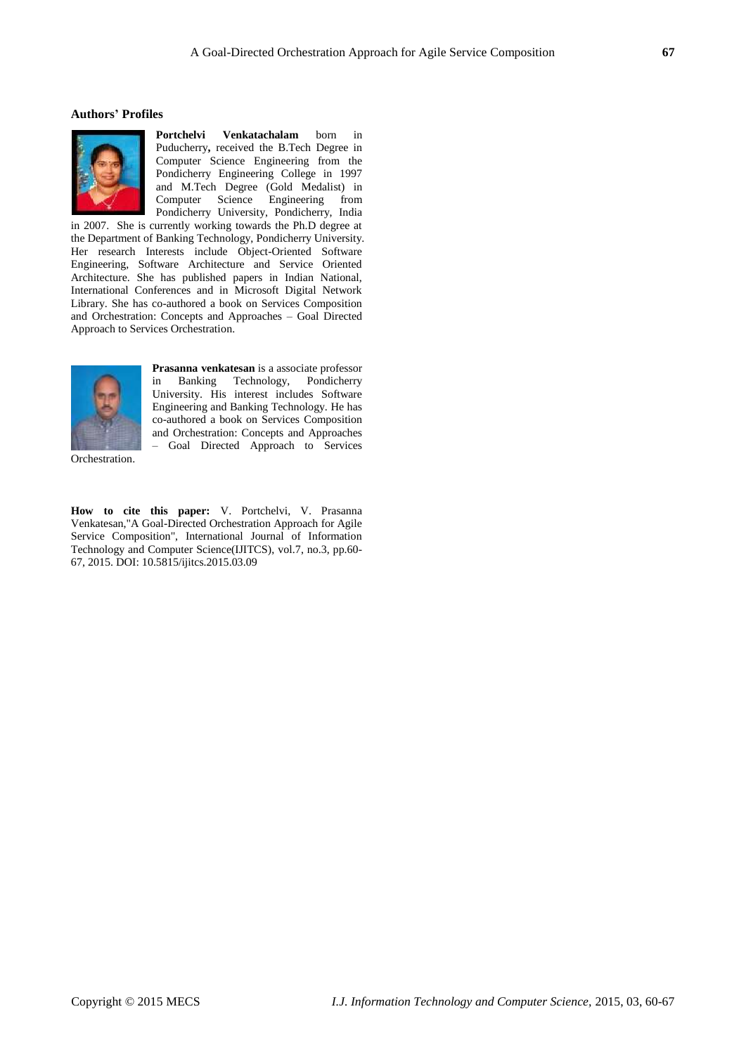**Authors' Profiles**

**Portchelvi Venkatachalam** born in Puducherry**,** received the B.Tech Degree in Computer Science Engineering from the Pondicherry Engineering College in 1997 and M.Tech Degree (Gold Medalist) in Computer Science Engineering from Pondicherry University, Pondicherry, India in 2007. She is currently working towards the Ph.D degree at the Department of Banking Technology, Pondicherry University. Her research Interests include Object-Oriented Software Engineering, Software Architecture and Service Oriented Architecture. She has published papers in Indian National, International Conferences and in Microsoft Digital Network Library. She has co-authored a book on Services Composition and Orchestration: Concepts and Approaches – Goal Directed Approach to Services Orchestration.

**Prasanna venkatesan** is a associate professor in Banking Technology, Pondicherry University. His interest includes Software Engineering and Banking Technology. He has co-authored a book on Services Composition and Orchestration: Concepts and Approaches – Goal Directed Approach to Services Orchestration.

**How to cite this paper:** V. Portchelvi, V. Prasanna Venkatesan,"A Goal-Directed Orchestration Approach for Agile Service Composition", International Journal of Information Technology and Computer Science(IJITCS), vol.7, no.3, pp.60-67, 2015. DOI: 10.5815/ijitcs.2015.03.09